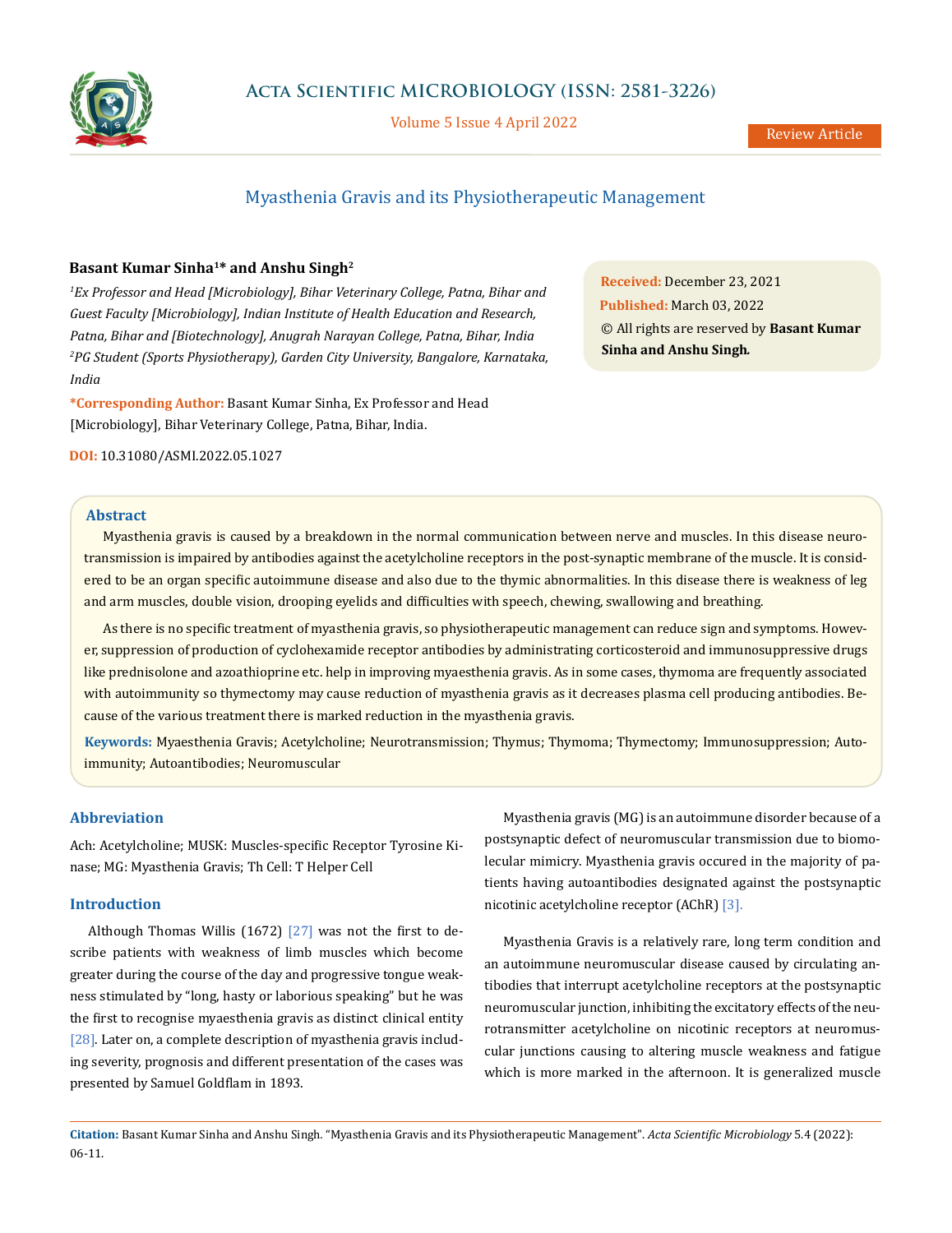# Myasthenia Gravis and its Physiotherapeutic Management

**Basant Kumar Sinha[1]* and Anshu Singh[2]**

*[1]Ex Professor and Head [Microbiology], Bihar Veterinary College, Patna, Bihar and Guest Faculty [Microbiology], Indian Institute of Health Education and Research, Patna, Bihar and [Biotechnology], Anugrah Narayan College, Patna, Bihar, India*

*[2]PG Student (Sports Physiotherapy), Garden City University, Bangalore, Karnataka, India*

**\*Corresponding Author:** Basant Kumar Sinha, Ex Professor and Head [Microbiology], Bihar Veterinary College, Patna, Bihar, India.

**DOI:** 10.31080/ASMI.2022.05.1027

**Received:** December 23, 2021
**Published:** March 03, 2022
© All rights are reserved by **Basant Kumar Sinha and Anshu Singh.**

## Abstract

Myasthenia gravis is caused by a breakdown in the normal communication between nerve and muscles. In this disease neurotransmission is impaired by antibodies against the acetylcholine receptors in the post-synaptic membrane of the muscle. It is considered to be an organ specific autoimmune disease and also due to the thymic abnormalities. In this disease there is weakness of leg and arm muscles, double vision, drooping eyelids and difficulties with speech, chewing, swallowing and breathing.

As there is no specific treatment of myasthenia gravis, so physiotherapeutic management can reduce sign and symptoms. However, suppression of production of cyclohexamide receptor antibodies by administrating corticosteroid and immunosuppressive drugs like prednisolone and azoathioprine etc. help in improving myaesthenia gravis. As in some cases, thymoma are frequently associated with autoimmunity so thymectomy may cause reduction of myasthenia gravis as it decreases plasma cell producing antibodies. Because of the various treatment there is marked reduction in the myasthenia gravis.

**Keywords:** Myaesthenia Gravis; Acetylcholine; Neurotransmission; Thymus; Thymoma; Thymectomy; Immunosuppression; Autoimmunity; Autoantibodies; Neuromuscular

## Abbreviation

Ach: Acetylcholine; MUSK: Muscles-specific Receptor Tyrosine Kinase; MG: Myasthenia Gravis; Th Cell: T Helper Cell

## Introduction

Although Thomas Willis (1672) [27] was not the first to describe patients with weakness of limb muscles which become greater during the course of the day and progressive tongue weakness stimulated by "long, hasty or laborious speaking" but he was the first to recognise myaesthenia gravis as distinct clinical entity [28]. Later on, a complete description of myasthenia gravis including severity, prognosis and different presentation of the cases was presented by Samuel Goldflam in 1893.

Myasthenia gravis (MG) is an autoimmune disorder because of a postsynaptic defect of neuromuscular transmission due to biomolecular mimicry. Myasthenia gravis occured in the majority of patients having autoantibodies designated against the postsynaptic nicotinic acetylcholine receptor (AChR) [3].

Myasthenia Gravis is a relatively rare, long term condition and an autoimmune neuromuscular disease caused by circulating antibodies that interrupt acetylcholine receptors at the postsynaptic neuromuscular junction, inhibiting the excitatory effects of the neurotransmitter acetylcholine on nicotinic receptors at neuromuscular junctions causing to altering muscle weakness and fatigue which is more marked in the afternoon. It is generalized muscle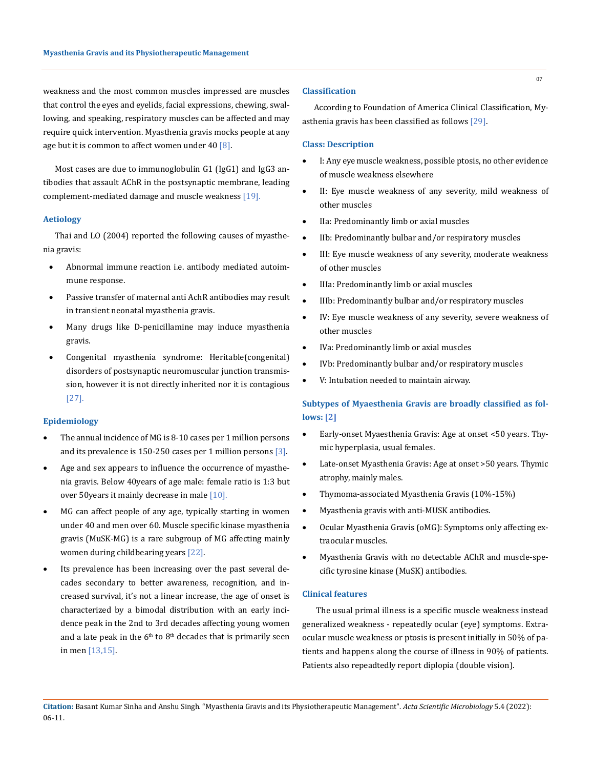weakness and the most common muscles impressed are muscles that control the eyes and eyelids, facial expressions, chewing, swallowing, and speaking, respiratory muscles can be affected and may require quick intervention. Myasthenia gravis mocks people at any age but it is common to affect women under 40 [8].

Most cases are due to immunoglobulin G1 (IgG1) and IgG3 antibodies that assault AChR in the postsynaptic membrane, leading complement-mediated damage and muscle weakness [19].

## Aetiology

Thai and LO (2004) reported the following causes of myasthenia gravis:

- Abnormal immune reaction i.e. antibody mediated autoimmune response.
- Passive transfer of maternal anti AchR antibodies may result in transient neonatal myasthenia gravis.
- Many drugs like D-penicillamine may induce myasthenia gravis.
- Congenital myasthenia syndrome: Heritable(congenital) disorders of postsynaptic neuromuscular junction transmission, however it is not directly inherited nor it is contagious [27].

## Epidemiology

- The annual incidence of MG is 8-10 cases per 1 million persons and its prevalence is 150-250 cases per 1 million persons [3].
- Age and sex appears to influence the occurrence of myasthenia gravis. Below 40years of age male: female ratio is 1:3 but over 50years it mainly decrease in male [10].
- MG can affect people of any age, typically starting in women under 40 and men over 60. Muscle specific kinase myasthenia gravis (MuSK-MG) is a rare subgroup of MG affecting mainly women during childbearing years [22].
- Its prevalence has been increasing over the past several decades secondary to better awareness, recognition, and increased survival, it's not a linear increase, the age of onset is characterized by a bimodal distribution with an early incidence peak in the 2nd to 3rd decades affecting young women and a late peak in the 6th to 8th decades that is primarily seen in men [13,15].

## Classification

According to Foundation of America Clinical Classification, Myasthenia gravis has been classified as follows [29].

## Class: Description

- I: Any eye muscle weakness, possible ptosis, no other evidence of muscle weakness elsewhere
- II: Eye muscle weakness of any severity, mild weakness of other muscles
- IIa: Predominantly limb or axial muscles
- IIb: Predominantly bulbar and/or respiratory muscles
- III: Eye muscle weakness of any severity, moderate weakness of other muscles
- IIIa: Predominantly limb or axial muscles
- IIIb: Predominantly bulbar and/or respiratory muscles
- IV: Eye muscle weakness of any severity, severe weakness of other muscles
- IVa: Predominantly limb or axial muscles
- IVb: Predominantly bulbar and/or respiratory muscles
- V: Intubation needed to maintain airway.

## Subtypes of Myaesthenia Gravis are broadly classified as follows: [2]

- Early-onset Myaesthenia Gravis: Age at onset <50 years. Thymic hyperplasia, usual females.
- Late-onset Myasthenia Gravis: Age at onset >50 years. Thymic atrophy, mainly males.
- Thymoma-associated Myasthenia Gravis (10%-15%)
- Myasthenia gravis with anti-MUSK antibodies.
- Ocular Myasthenia Gravis (oMG): Symptoms only affecting extraocular muscles.
- Myasthenia Gravis with no detectable AChR and muscle-specific tyrosine kinase (MuSK) antibodies.

## Clinical features

The usual primal illness is a specific muscle weakness instead generalized weakness - repeatedly ocular (eye) symptoms. Extraocular muscle weakness or ptosis is present initially in 50% of patients and happens along the course of illness in 90% of patients. Patients also repeadtedly report diplopia (double vision).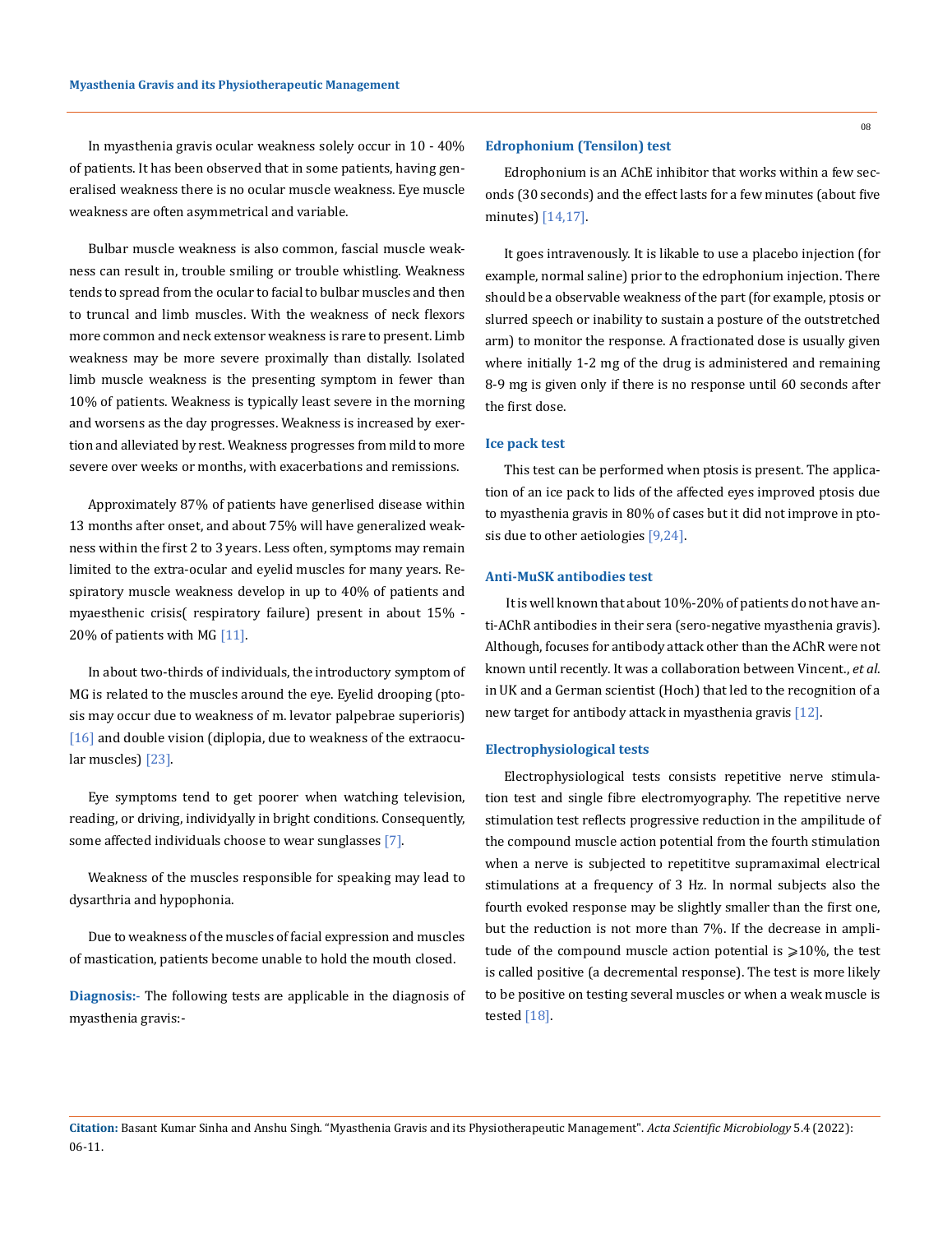In myasthenia gravis ocular weakness solely occur in 10 - 40% of patients. It has been observed that in some patients, having generalised weakness there is no ocular muscle weakness. Eye muscle weakness are often asymmetrical and variable.

Bulbar muscle weakness is also common, fascial muscle weakness can result in, trouble smiling or trouble whistling. Weakness tends to spread from the ocular to facial to bulbar muscles and then to truncal and limb muscles. With the weakness of neck flexors more common and neck extensor weakness is rare to present. Limb weakness may be more severe proximally than distally. Isolated limb muscle weakness is the presenting symptom in fewer than 10% of patients. Weakness is typically least severe in the morning and worsens as the day progresses. Weakness is increased by exertion and alleviated by rest. Weakness progresses from mild to more severe over weeks or months, with exacerbations and remissions.

Approximately 87% of patients have generlised disease within 13 months after onset, and about 75% will have generalized weakness within the first 2 to 3 years. Less often, symptoms may remain limited to the extra-ocular and eyelid muscles for many years. Respiratory muscle weakness develop in up to 40% of patients and myaesthenic crisis( respiratory failure) present in about 15% - 20% of patients with MG [11].

In about two-thirds of individuals, the introductory symptom of MG is related to the muscles around the eye. Eyelid drooping (ptosis may occur due to weakness of m. levator palpebrae superioris) [16] and double vision (diplopia, due to weakness of the extraocular muscles) [23].

Eye symptoms tend to get poorer when watching television, reading, or driving, individyally in bright conditions. Consequently, some affected individuals choose to wear sunglasses [7].

Weakness of the muscles responsible for speaking may lead to dysarthria and hypophonia.

Due to weakness of the muscles of facial expression and muscles of mastication, patients become unable to hold the mouth closed.

**Diagnosis:-** The following tests are applicable in the diagnosis of myasthenia gravis:-

### Edrophonium (Tensilon) test

Edrophonium is an AChE inhibitor that works within a few seconds (30 seconds) and the effect lasts for a few minutes (about five minutes) [14,17].

It goes intravenously. It is likable to use a placebo injection (for example, normal saline) prior to the edrophonium injection. There should be a observable weakness of the part (for example, ptosis or slurred speech or inability to sustain a posture of the outstretched arm) to monitor the response. A fractionated dose is usually given where initially 1-2 mg of the drug is administered and remaining 8-9 mg is given only if there is no response until 60 seconds after the first dose.

### Ice pack test

This test can be performed when ptosis is present. The application of an ice pack to lids of the affected eyes improved ptosis due to myasthenia gravis in 80% of cases but it did not improve in ptosis due to other aetiologies [9,24].

### Anti-MuSK antibodies test

It is well known that about 10%-20% of patients do not have anti-AChR antibodies in their sera (sero-negative myasthenia gravis). Although, focuses for antibody attack other than the AChR were not known until recently. It was a collaboration between Vincent., *et al*. in UK and a German scientist (Hoch) that led to the recognition of a new target for antibody attack in myasthenia gravis [12].

### Electrophysiological tests

Electrophysiological tests consists repetitive nerve stimulation test and single fibre electromyography. The repetitive nerve stimulation test reflects progressive reduction in the ampilitude of the compound muscle action potential from the fourth stimulation when a nerve is subjected to repetititve supramaximal electrical stimulations at a frequency of 3 Hz. In normal subjects also the fourth evoked response may be slightly smaller than the first one, but the reduction is not more than 7%. If the decrease in amplitude of the compound muscle action potential is $\geqslant$10%, the test is called positive (a decremental response). The test is more likely to be positive on testing several muscles or when a weak muscle is tested [18].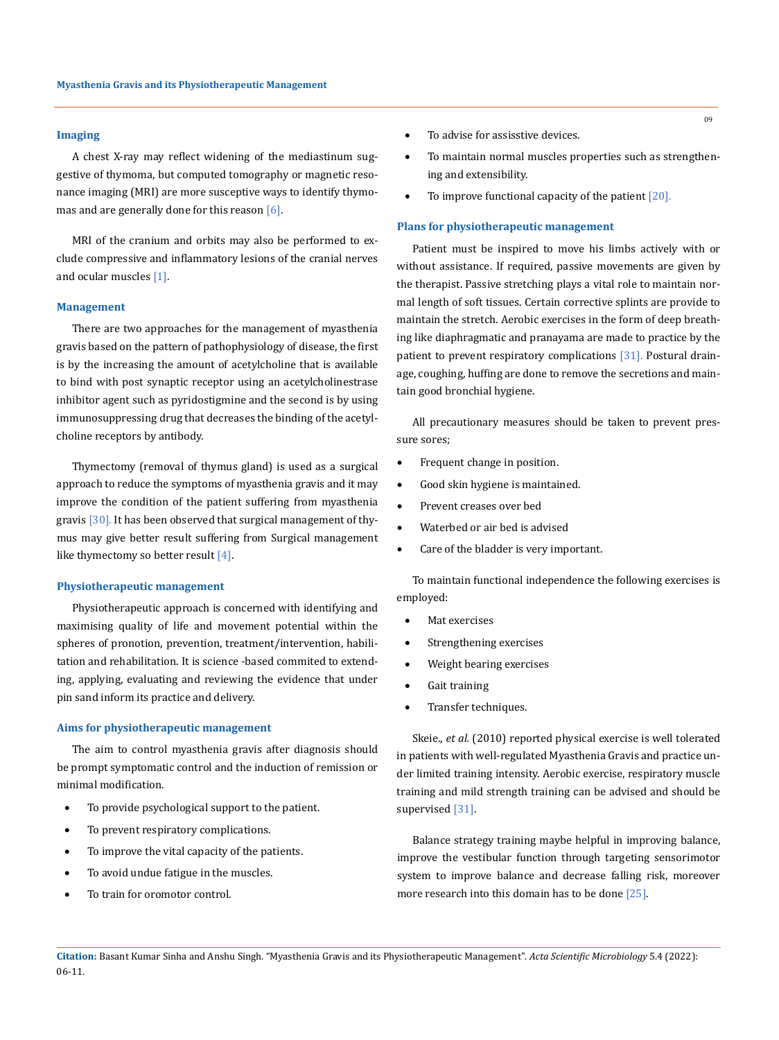### Imaging

A chest X-ray may reflect widening of the mediastinum suggestive of thymoma, but computed tomography or magnetic resonance imaging (MRI) are more susceptive ways to identify thymomas and are generally done for this reason [6].

MRI of the cranium and orbits may also be performed to exclude compressive and inflammatory lesions of the cranial nerves and ocular muscles [1].

### Management

There are two approaches for the management of myasthenia gravis based on the pattern of pathophysiology of disease, the first is by the increasing the amount of acetylcholine that is available to bind with post synaptic receptor using an acetylcholinestrase inhibitor agent such as pyridostigmine and the second is by using immunosuppressing drug that decreases the binding of the acetylcholine receptors by antibody.

Thymectomy (removal of thymus gland) is used as a surgical approach to reduce the symptoms of myasthenia gravis and it may improve the condition of the patient suffering from myasthenia gravis [30]. It has been observed that surgical management of thymus may give better result suffering from Surgical management like thymectomy so better result [4].

### Physiotherapeutic management

Physiotherapeutic approach is concerned with identifying and maximising quality of life and movement potential within the spheres of pronotion, prevention, treatment/intervention, habilitation and rehabilitation. It is science -based commited to extending, applying, evaluating and reviewing the evidence that under pin sand inform its practice and delivery.

### Aims for physiotherapeutic management

The aim to control myasthenia gravis after diagnosis should be prompt symptomatic control and the induction of remission or minimal modification.

- To provide psychological support to the patient.
- To prevent respiratory complications.
- To improve the vital capacity of the patients.
- To avoid undue fatigue in the muscles.
- To train for oromotor control.
- To advise for assisstive devices.
- To maintain normal muscles properties such as strengthening and extensibility.
- To improve functional capacity of the patient [20].

### Plans for physiotherapeutic management

Patient must be inspired to move his limbs actively with or without assistance. If required, passive movements are given by the therapist. Passive stretching plays a vital role to maintain normal length of soft tissues. Certain corrective splints are provide to maintain the stretch. Aerobic exercises in the form of deep breathing like diaphragmatic and pranayama are made to practice by the patient to prevent respiratory complications [31]. Postural drainage, coughing, huffing are done to remove the secretions and maintain good bronchial hygiene.

All precautionary measures should be taken to prevent pressure sores;

- Frequent change in position.
- Good skin hygiene is maintained.
- Prevent creases over bed
- Waterbed or air bed is advised
- Care of the bladder is very important.

To maintain functional independence the following exercises is employed:

- Mat exercises
- Strengthening exercises
- Weight bearing exercises
- Gait training
- Transfer techniques.

Skeie., *et al.* (2010) reported physical exercise is well tolerated in patients with well-regulated Myasthenia Gravis and practice under limited training intensity. Aerobic exercise, respiratory muscle training and mild strength training can be advised and should be supervised [31].

Balance strategy training maybe helpful in improving balance, improve the vestibular function through targeting sensorimotor system to improve balance and decrease falling risk, moreover more research into this domain has to be done [25].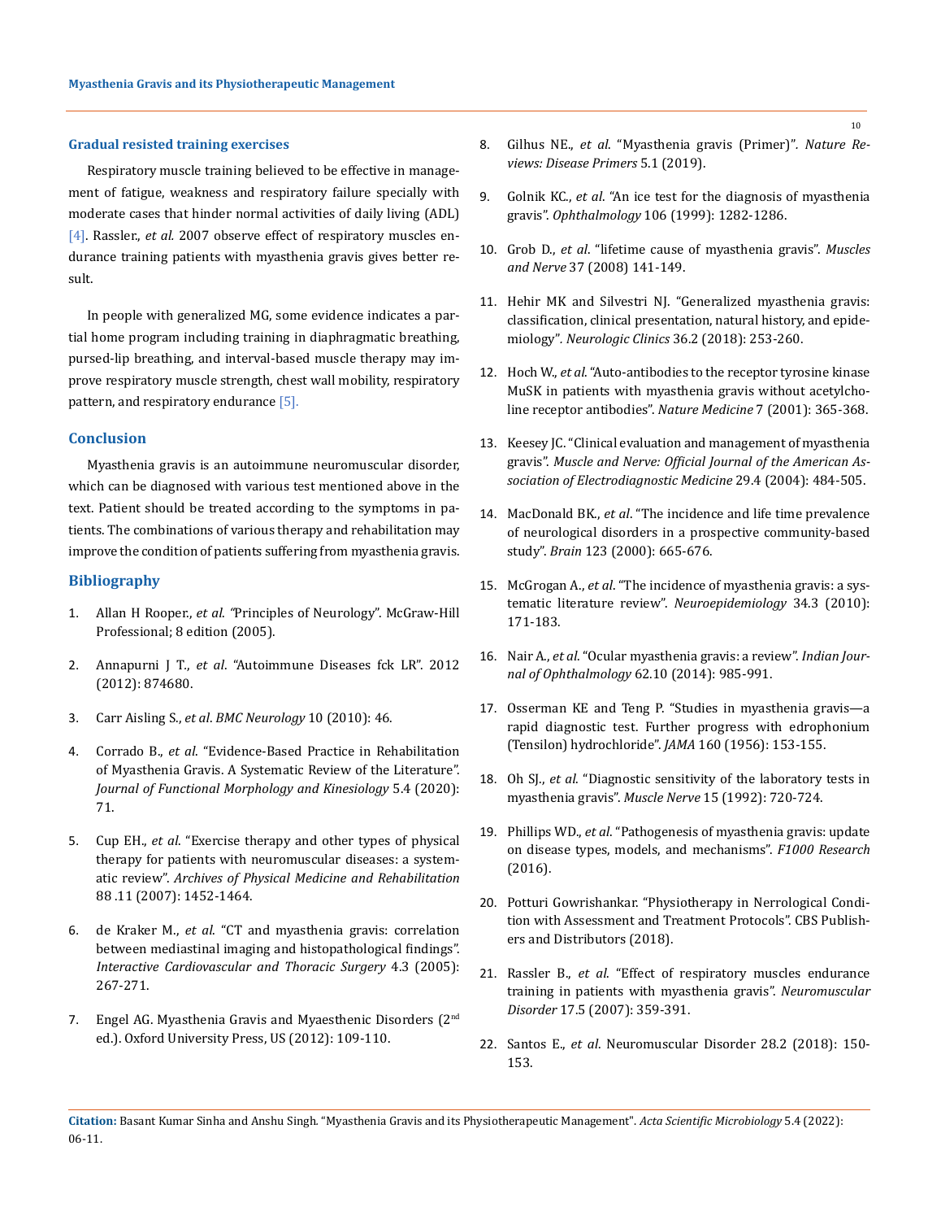### Gradual resisted training exercises

Respiratory muscle training believed to be effective in management of fatigue, weakness and respiratory failure specially with moderate cases that hinder normal activities of daily living (ADL) [4]. Rassler., *et al.* 2007 observe effect of respiratory muscles endurance training patients with myasthenia gravis gives better result.

In people with generalized MG, some evidence indicates a partial home program including training in diaphragmatic breathing, pursed-lip breathing, and interval-based muscle therapy may improve respiratory muscle strength, chest wall mobility, respiratory pattern, and respiratory endurance [5].

## Conclusion

Myasthenia gravis is an autoimmune neuromuscular disorder, which can be diagnosed with various test mentioned above in the text. Patient should be treated according to the symptoms in patients. The combinations of various therapy and rehabilitation may improve the condition of patients suffering from myasthenia gravis.

## Bibliography

1. Allan H Rooper., *et al*. "Principles of Neurology". McGraw-Hill Professional; 8 edition (2005).
2. Annapurni J T., *et al*. "Autoimmune Diseases fck LR". 2012 (2012): 874680.
3. Carr Aisling S., *et al*. *BMC Neurology* 10 (2010): 46.
4. Corrado B., *et al*. "Evidence-Based Practice in Rehabilitation of Myasthenia Gravis. A Systematic Review of the Literature". *Journal of Functional Morphology and Kinesiology* 5.4 (2020): 71.
5. Cup EH., *et al*. "Exercise therapy and other types of physical therapy for patients with neuromuscular diseases: a systematic review". *Archives of Physical Medicine and Rehabilitation* 88 .11 (2007): 1452-1464.
6. de Kraker M., *et al*. "CT and myasthenia gravis: correlation between mediastinal imaging and histopathological findings". *Interactive Cardiovascular and Thoracic Surgery* 4.3 (2005): 267-271.
7. Engel AG. Myasthenia Gravis and Myaesthenic Disorders (2nd ed.). Oxford University Press, US (2012): 109-110.
8. Gilhus NE., *et al*. "Myasthenia gravis (Primer)". *Nature Reviews: Disease Primers* 5.1 (2019).
9. Golnik KC., *et al*. "An ice test for the diagnosis of myasthenia gravis". *Ophthalmology* 106 (1999): 1282-1286.
10. Grob D., *et al*. "lifetime cause of myasthenia gravis". *Muscles and Nerve* 37 (2008) 141-149.
11. Hehir MK and Silvestri NJ. "Generalized myasthenia gravis: classification, clinical presentation, natural history, and epidemiology". *Neurologic Clinics* 36.2 (2018): 253-260.
12. Hoch W., *et al*. "Auto-antibodies to the receptor tyrosine kinase MuSK in patients with myasthenia gravis without acetylcholine receptor antibodies". *Nature Medicine* 7 (2001): 365-368.
13. Keesey JC. "Clinical evaluation and management of myasthenia gravis". *Muscle and Nerve: Official Journal of the American Association of Electrodiagnostic Medicine* 29.4 (2004): 484-505.
14. MacDonald BK., *et al*. "The incidence and life time prevalence of neurological disorders in a prospective community-based study". *Brain* 123 (2000): 665-676.
15. McGrogan A., *et al*. "The incidence of myasthenia gravis: a systematic literature review". *Neuroepidemiology* 34.3 (2010): 171-183.
16. Nair A., *et al*. "Ocular myasthenia gravis: a review". *Indian Journal of Ophthalmology* 62.10 (2014): 985-991.
17. Osserman KE and Teng P. "Studies in myasthenia gravis—a rapid diagnostic test. Further progress with edrophonium (Tensilon) hydrochloride". *JAMA* 160 (1956): 153-155.
18. Oh SJ., *et al*. "Diagnostic sensitivity of the laboratory tests in myasthenia gravis". *Muscle Nerve* 15 (1992): 720-724.
19. Phillips WD., *et al*. "Pathogenesis of myasthenia gravis: update on disease types, models, and mechanisms". *F1000 Research* (2016).
20. Potturi Gowrishankar. "Physiotherapy in Nerrological Condition with Assessment and Treatment Protocols". CBS Publishers and Distributors (2018).
21. Rassler B., *et al*. "Effect of respiratory muscles endurance training in patients with myasthenia gravis". *Neuromuscular Disorder* 17.5 (2007): 359-391.
22. Santos E., *et al*. Neuromuscular Disorder 28.2 (2018): 150-153.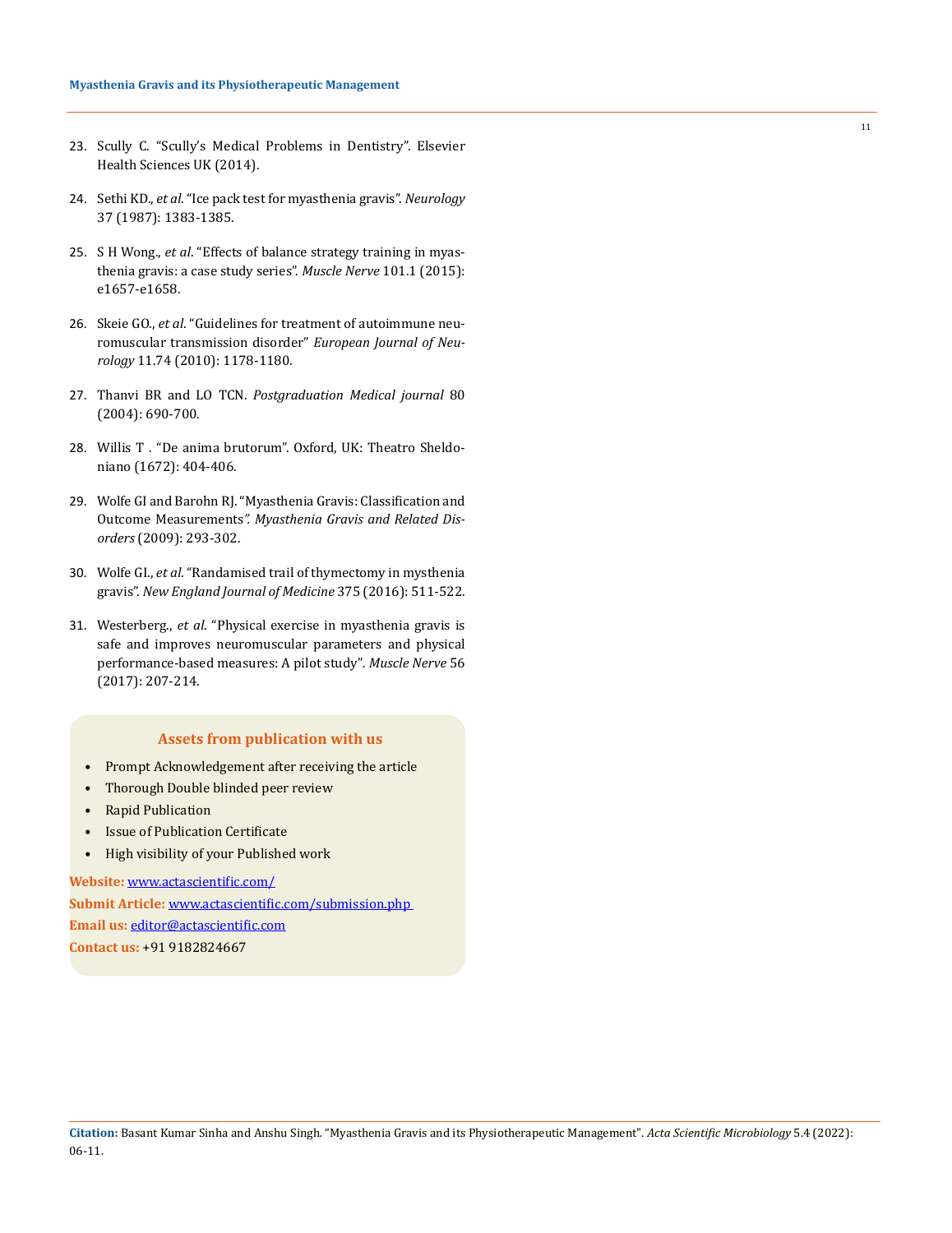23. Scully C. "Scully's Medical Problems in Dentistry". Elsevier Health Sciences UK (2014).

24. Sethi KD., *et al*. "Ice pack test for myasthenia gravis". *Neurology* 37 (1987): 1383-1385.

25. S H Wong., *et al*. "Effects of balance strategy training in myasthenia gravis: a case study series". *Muscle Nerve* 101.1 (2015): e1657-e1658.

26. Skeie GO., *et al*. "Guidelines for treatment of autoimmune neuromuscular transmission disorder" *European Journal of Neurology* 11.74 (2010): 1178-1180.

27. Thanvi BR and LO TCN. *Postgraduation Medical journal* 80 (2004): 690-700.

28. Willis T . "De anima brutorum". Oxford, UK: Theatro Sheldoniano (1672): 404-406.

29. Wolfe GI and Barohn RJ. "Myasthenia Gravis: Classification and Outcome Measurements". *Myasthenia Gravis and Related Disorders* (2009): 293-302.

30. Wolfe GI., *et al*. "Randamised trail of thymectomy in mysthenia gravis". *New England Journal of Medicine* 375 (2016): 511-522.

31. Westerberg., *et al*. "Physical exercise in myasthenia gravis is safe and improves neuromuscular parameters and physical performance-based measures: A pilot study". *Muscle Nerve* 56 (2017): 207-214.

**Assets from publication with us**

- Prompt Acknowledgement after receiving the article
- Thorough Double blinded peer review
- Rapid Publication
- Issue of Publication Certificate
- High visibility of your Published work

**Website:** www.actascientific.com/
**Submit Article:** www.actascientific.com/submission.php
**Email us:** editor@actascientific.com
**Contact us:** +91 9182824667